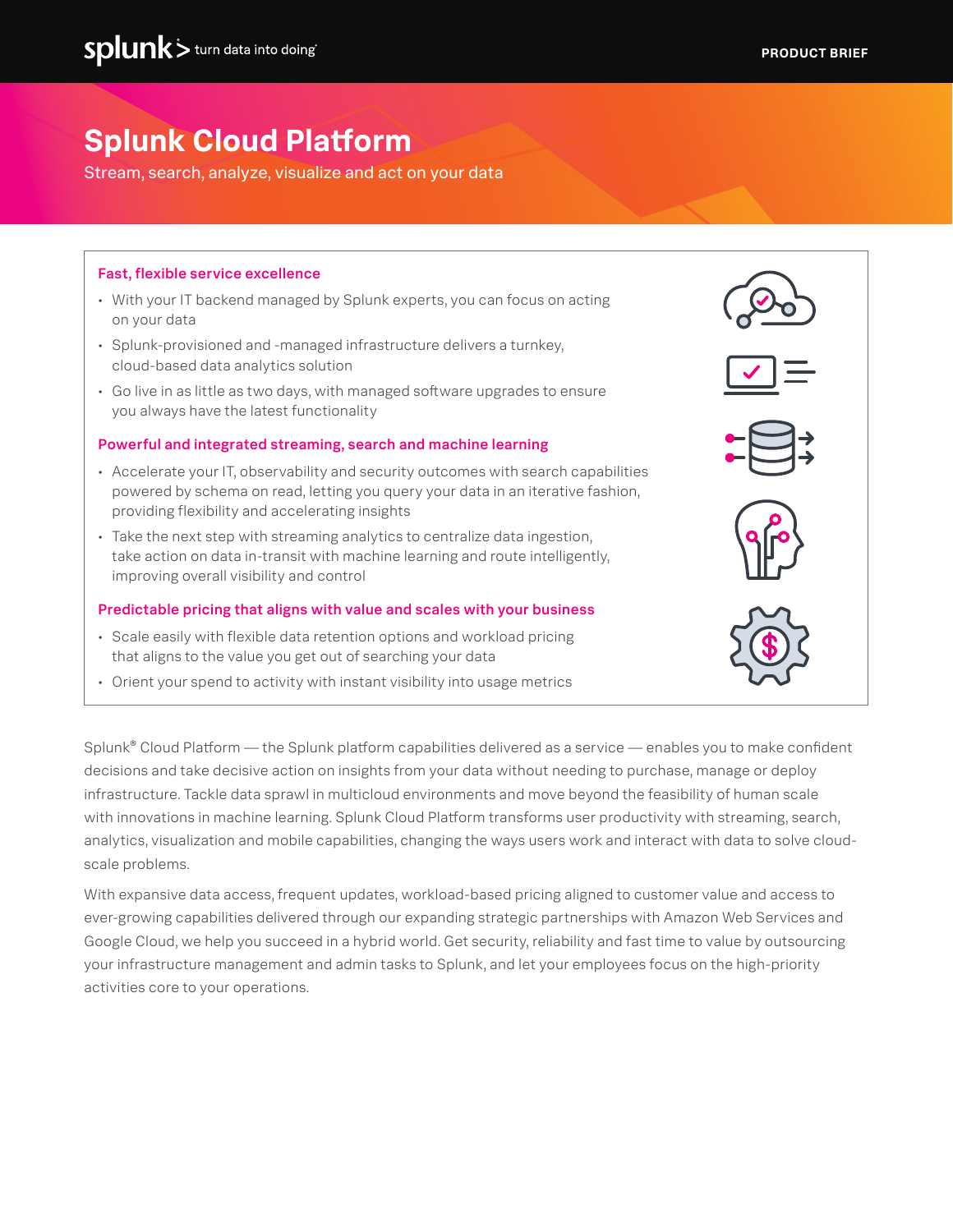# Splunk Cloud Platform

Stream, search, analyze, visualize and act on your data

### Fast, flexible service excellence

- With your IT backend managed by Splunk experts, you can focus on acting on your data
- Splunk-provisioned and -managed infrastructure delivers a turnkey, cloud-based data analytics solution
- Go live in as little as two days, with managed software upgrades to ensure you always have the latest functionality

### Powerful and integrated streaming, search and machine learning

- Accelerate your IT, observability and security outcomes with search capabilities powered by schema on read, letting you query your data in an iterative fashion, providing flexibility and accelerating insights
- Take the next step with streaming analytics to centralize data ingestion, take action on data in-transit with machine learning and route intelligently, improving overall visibility and control

### Predictable pricing that aligns with value and scales with your business

- Scale easily with flexible data retention options and workload pricing that aligns to the value you get out of searching your data
- Orient your spend to activity with instant visibility into usage metrics

Splunk® Cloud Platform — the Splunk platform capabilities delivered as a service — enables you to make confident decisions and take decisive action on insights from your data without needing to purchase, manage or deploy infrastructure. Tackle data sprawl in multicloud environments and move beyond the feasibility of human scale with innovations in machine learning. Splunk Cloud Platform transforms user productivity with streaming, search, analytics, visualization and mobile capabilities, changing the ways users work and interact with data to solve cloud-scale problems.

With expansive data access, frequent updates, workload-based pricing aligned to customer value and access to ever-growing capabilities delivered through our expanding strategic partnerships with Amazon Web Services and Google Cloud, we help you succeed in a hybrid world. Get security, reliability and fast time to value by outsourcing your infrastructure management and admin tasks to Splunk, and let your employees focus on the high-priority activities core to your operations.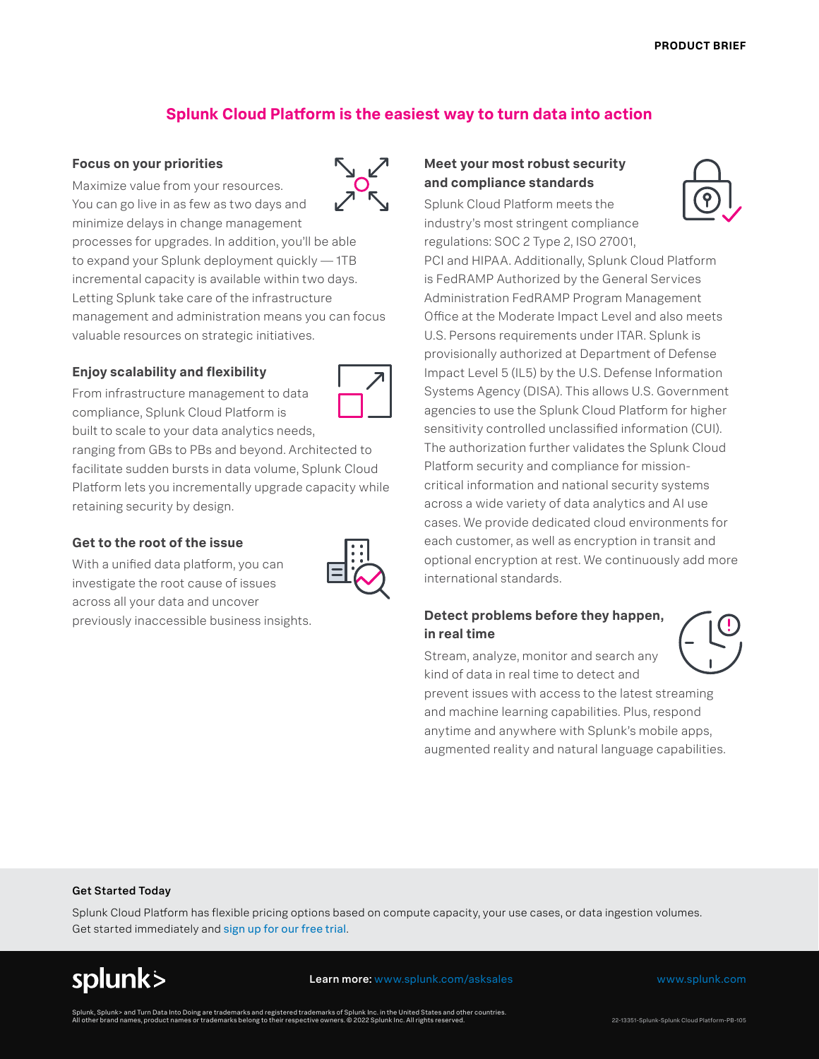## Splunk Cloud Platform is the easiest way to turn data into action

### Focus on your priorities

Maximize value from your resources. You can go live in as few as two days and minimize delays in change management processes for upgrades. In addition, you'll be able to expand your Splunk deployment quickly — 1TB incremental capacity is available within two days. Letting Splunk take care of the infrastructure management and administration means you can focus valuable resources on strategic initiatives.

### Enjoy scalability and flexibility

From infrastructure management to data compliance, Splunk Cloud Platform is built to scale to your data analytics needs, ranging from GBs to PBs and beyond. Architected to facilitate sudden bursts in data volume, Splunk Cloud Platform lets you incrementally upgrade capacity while retaining security by design.

### Get to the root of the issue

With a unified data platform, you can investigate the root cause of issues across all your data and uncover previously inaccessible business insights.

### Meet your most robust security and compliance standards

Splunk Cloud Platform meets the industry's most stringent compliance regulations: SOC 2 Type 2, ISO 27001, PCI and HIPAA. Additionally, Splunk Cloud Platform is FedRAMP Authorized by the General Services Administration FedRAMP Program Management Office at the Moderate Impact Level and also meets U.S. Persons requirements under ITAR. Splunk is provisionally authorized at Department of Defense Impact Level 5 (IL5) by the U.S. Defense Information Systems Agency (DISA). This allows U.S. Government agencies to use the Splunk Cloud Platform for higher sensitivity controlled unclassified information (CUI). The authorization further validates the Splunk Cloud Platform security and compliance for mission-critical information and national security systems across a wide variety of data analytics and AI use cases. We provide dedicated cloud environments for each customer, as well as encryption in transit and optional encryption at rest. We continuously add more international standards.

### Detect problems before they happen, in real time

Stream, analyze, monitor and search any kind of data in real time to detect and prevent issues with access to the latest streaming and machine learning capabilities. Plus, respond anytime and anywhere with Splunk's mobile apps, augmented reality and natural language capabilities.

**Get Started Today**

Splunk Cloud Platform has flexible pricing options based on compute capacity, your use cases, or data ingestion volumes. Get started immediately and sign up for our free trial.

splunk>

**Learn more:** www.splunk.com/asksales

www.splunk.com

Splunk, Splunk> and Turn Data Into Doing are trademarks and registered trademarks of Splunk Inc. in the United States and other countries. All other brand names, product names or trademarks belong to their respective owners. © 2022 Splunk Inc. All rights reserved.

22-13351-Splunk-Splunk Cloud Platform-PB-105